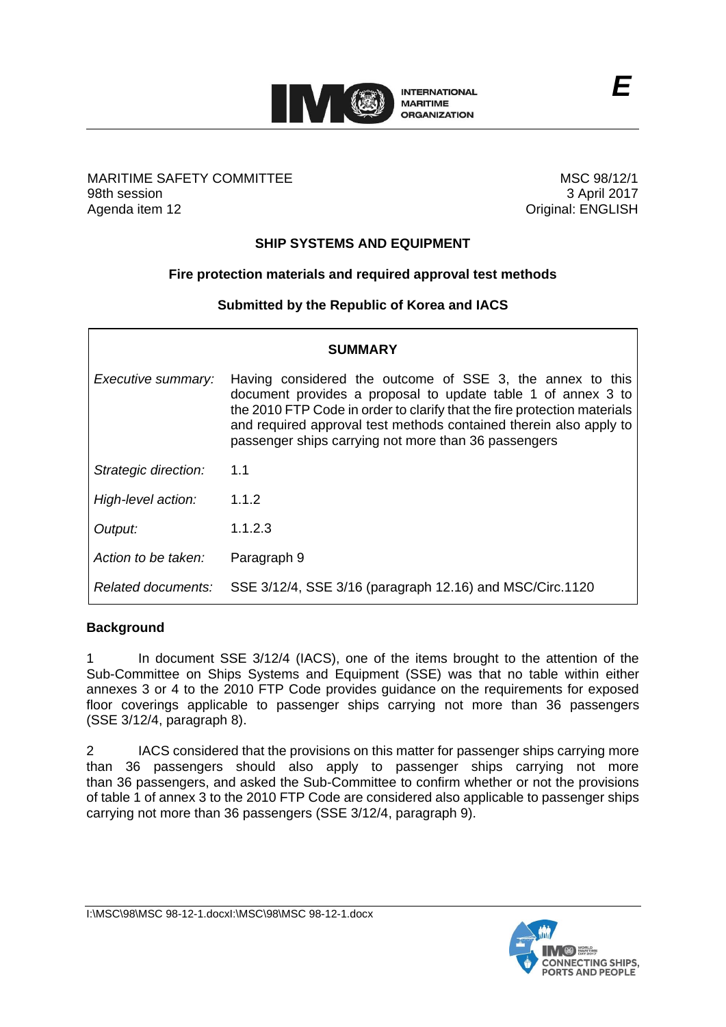MARITIME SAFETY COMMITTEE
98th session
Agenda item 12

MSC 98/12/1
3 April 2017
Original: ENGLISH

## SHIP SYSTEMS AND EQUIPMENT

### Fire protection materials and required approval test methods

**Submitted by the Republic of Korea and IACS**

| **SUMMARY** | |
|---|---|
| *Executive summary:* | Having considered the outcome of SSE 3, the annex to this document provides a proposal to update table 1 of annex 3 to the 2010 FTP Code in order to clarify that the fire protection materials and required approval test methods contained therein also apply to passenger ships carrying not more than 36 passengers |
| *Strategic direction:* | 1.1 |
| *High-level action:* | 1.1.2 |
| *Output:* | 1.1.2.3 |
| *Action to be taken:* | Paragraph 9 |
| *Related documents:* | SSE 3/12/4, SSE 3/16 (paragraph 12.16) and MSC/Circ.1120 |

**Background**

1 In document SSE 3/12/4 (IACS), one of the items brought to the attention of the Sub-Committee on Ships Systems and Equipment (SSE) was that no table within either annexes 3 or 4 to the 2010 FTP Code provides guidance on the requirements for exposed floor coverings applicable to passenger ships carrying not more than 36 passengers (SSE 3/12/4, paragraph 8).

2 IACS considered that the provisions on this matter for passenger ships carrying more than 36 passengers should also apply to passenger ships carrying not more than 36 passengers, and asked the Sub-Committee to confirm whether or not the provisions of table 1 of annex 3 to the 2010 FTP Code are considered also applicable to passenger ships carrying not more than 36 passengers (SSE 3/12/4, paragraph 9).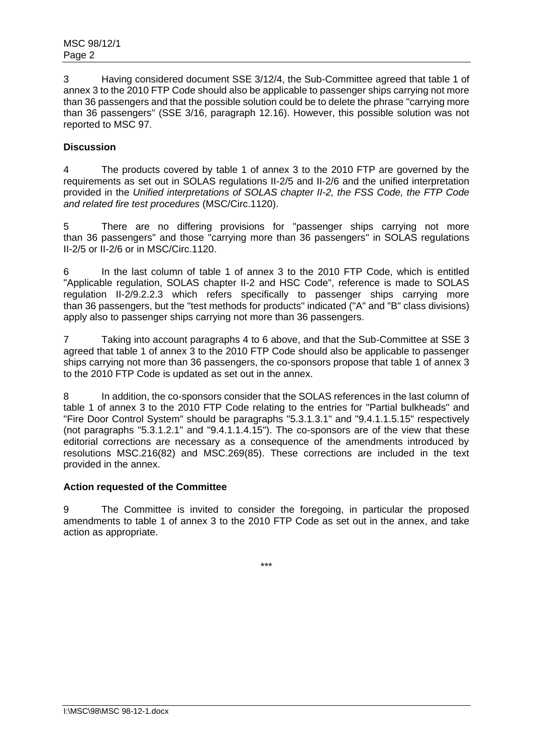3 Having considered document SSE 3/12/4, the Sub-Committee agreed that table 1 of annex 3 to the 2010 FTP Code should also be applicable to passenger ships carrying not more than 36 passengers and that the possible solution could be to delete the phrase "carrying more than 36 passengers" (SSE 3/16, paragraph 12.16). However, this possible solution was not reported to MSC 97.

**Discussion**

4 The products covered by table 1 of annex 3 to the 2010 FTP are governed by the requirements as set out in SOLAS regulations II-2/5 and II-2/6 and the unified interpretation provided in the *Unified interpretations of SOLAS chapter II-2, the FSS Code, the FTP Code and related fire test procedures* (MSC/Circ.1120).

5 There are no differing provisions for "passenger ships carrying not more than 36 passengers" and those "carrying more than 36 passengers" in SOLAS regulations II-2/5 or II-2/6 or in MSC/Circ.1120.

6 In the last column of table 1 of annex 3 to the 2010 FTP Code, which is entitled "Applicable regulation, SOLAS chapter II-2 and HSC Code", reference is made to SOLAS regulation II-2/9.2.2.3 which refers specifically to passenger ships carrying more than 36 passengers, but the "test methods for products" indicated ("A" and "B" class divisions) apply also to passenger ships carrying not more than 36 passengers.

7 Taking into account paragraphs 4 to 6 above, and that the Sub-Committee at SSE 3 agreed that table 1 of annex 3 to the 2010 FTP Code should also be applicable to passenger ships carrying not more than 36 passengers, the co-sponsors propose that table 1 of annex 3 to the 2010 FTP Code is updated as set out in the annex.

8 In addition, the co-sponsors consider that the SOLAS references in the last column of table 1 of annex 3 to the 2010 FTP Code relating to the entries for "Partial bulkheads" and "Fire Door Control System" should be paragraphs "5.3.1.3.1" and "9.4.1.1.5.15" respectively (not paragraphs "5.3.1.2.1" and "9.4.1.1.4.15"). The co-sponsors are of the view that these editorial corrections are necessary as a consequence of the amendments introduced by resolutions MSC.216(82) and MSC.269(85). These corrections are included in the text provided in the annex.

**Action requested of the Committee**

9 The Committee is invited to consider the foregoing, in particular the proposed amendments to table 1 of annex 3 to the 2010 FTP Code as set out in the annex, and take action as appropriate.

\*\*\*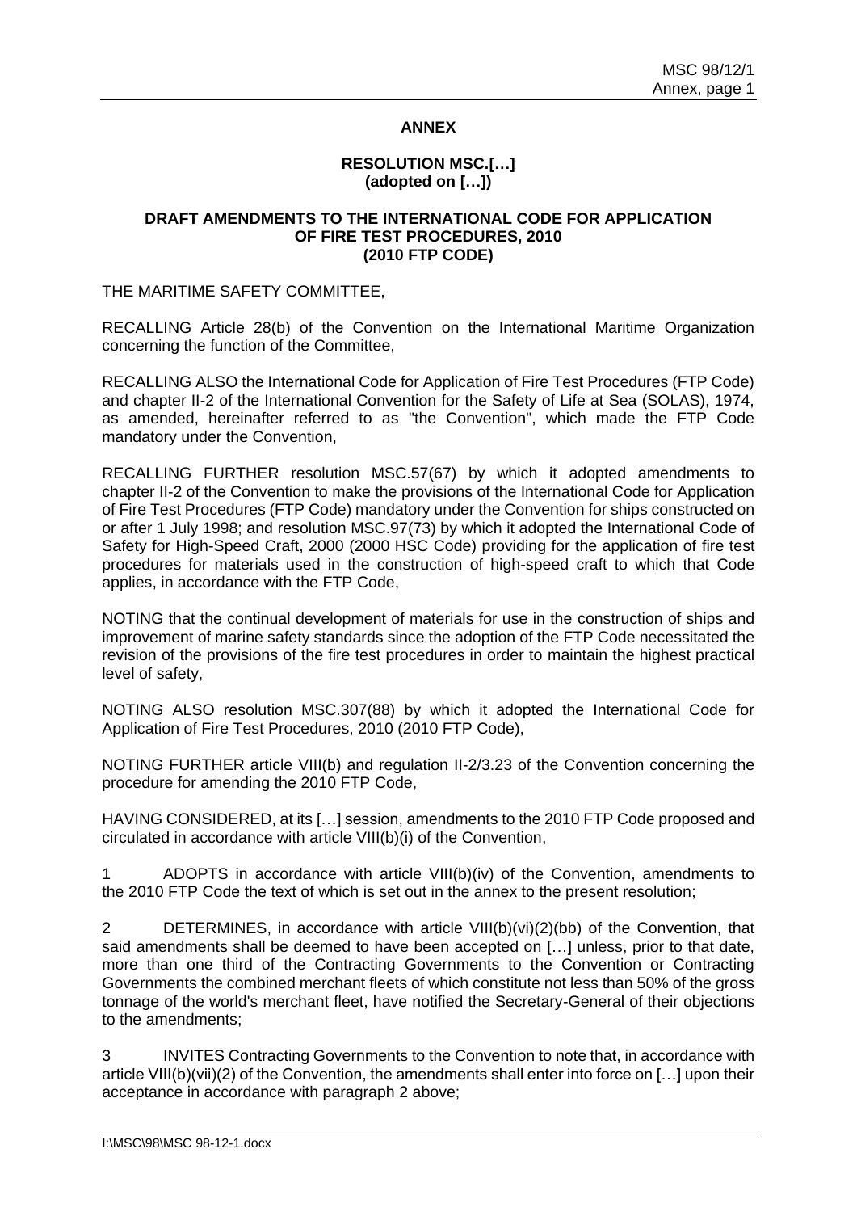## ANNEX

### RESOLUTION MSC.[…] (adopted on […])

### DRAFT AMENDMENTS TO THE INTERNATIONAL CODE FOR APPLICATION OF FIRE TEST PROCEDURES, 2010 (2010 FTP CODE)

THE MARITIME SAFETY COMMITTEE,

RECALLING Article 28(b) of the Convention on the International Maritime Organization concerning the function of the Committee,

RECALLING ALSO the International Code for Application of Fire Test Procedures (FTP Code) and chapter II-2 of the International Convention for the Safety of Life at Sea (SOLAS), 1974, as amended, hereinafter referred to as "the Convention", which made the FTP Code mandatory under the Convention,

RECALLING FURTHER resolution MSC.57(67) by which it adopted amendments to chapter II-2 of the Convention to make the provisions of the International Code for Application of Fire Test Procedures (FTP Code) mandatory under the Convention for ships constructed on or after 1 July 1998; and resolution MSC.97(73) by which it adopted the International Code of Safety for High-Speed Craft, 2000 (2000 HSC Code) providing for the application of fire test procedures for materials used in the construction of high-speed craft to which that Code applies, in accordance with the FTP Code,

NOTING that the continual development of materials for use in the construction of ships and improvement of marine safety standards since the adoption of the FTP Code necessitated the revision of the provisions of the fire test procedures in order to maintain the highest practical level of safety,

NOTING ALSO resolution MSC.307(88) by which it adopted the International Code for Application of Fire Test Procedures, 2010 (2010 FTP Code),

NOTING FURTHER article VIII(b) and regulation II-2/3.23 of the Convention concerning the procedure for amending the 2010 FTP Code,

HAVING CONSIDERED, at its […] session, amendments to the 2010 FTP Code proposed and circulated in accordance with article VIII(b)(i) of the Convention,

1 ADOPTS in accordance with article VIII(b)(iv) of the Convention, amendments to the 2010 FTP Code the text of which is set out in the annex to the present resolution;

2 DETERMINES, in accordance with article VIII(b)(vi)(2)(bb) of the Convention, that said amendments shall be deemed to have been accepted on […] unless, prior to that date, more than one third of the Contracting Governments to the Convention or Contracting Governments the combined merchant fleets of which constitute not less than 50% of the gross tonnage of the world's merchant fleet, have notified the Secretary-General of their objections to the amendments;

3 INVITES Contracting Governments to the Convention to note that, in accordance with article VIII(b)(vii)(2) of the Convention, the amendments shall enter into force on […] upon their acceptance in accordance with paragraph 2 above;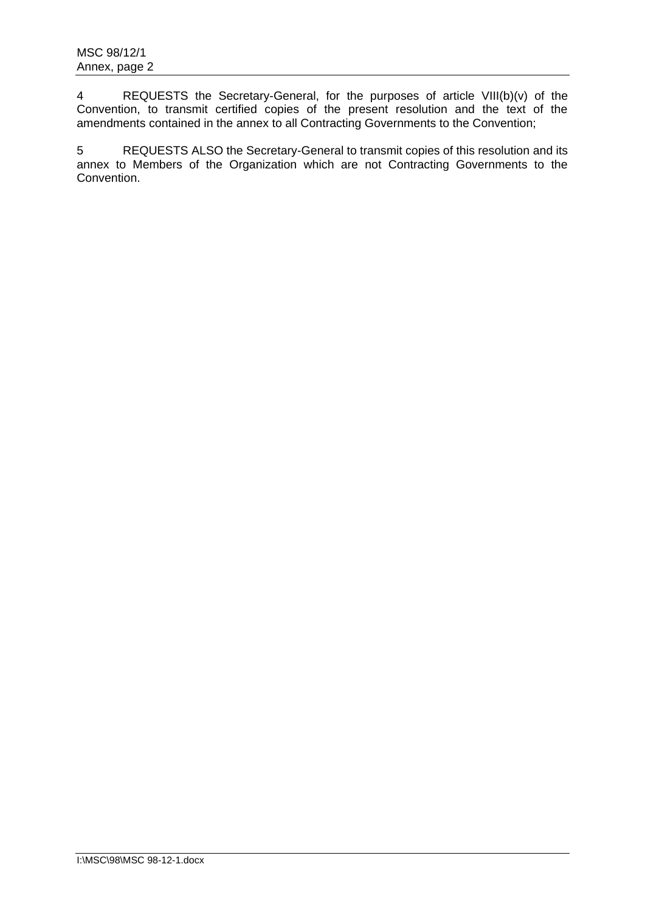4 REQUESTS the Secretary-General, for the purposes of article VIII(b)(v) of the Convention, to transmit certified copies of the present resolution and the text of the amendments contained in the annex to all Contracting Governments to the Convention;

5 REQUESTS ALSO the Secretary-General to transmit copies of this resolution and its annex to Members of the Organization which are not Contracting Governments to the Convention.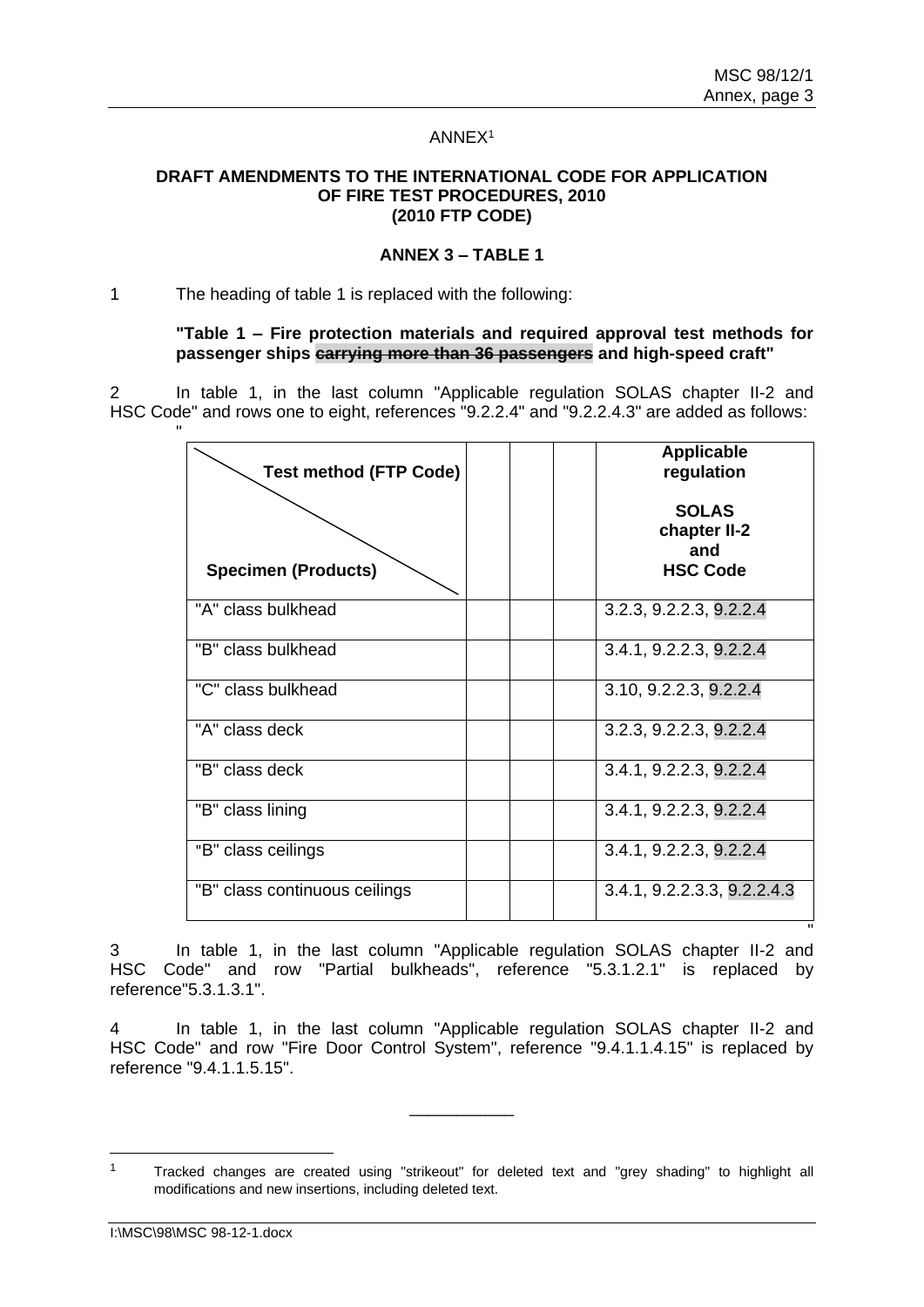ANNEX[1]

**DRAFT AMENDMENTS TO THE INTERNATIONAL CODE FOR APPLICATION OF FIRE TEST PROCEDURES, 2010 (2010 FTP CODE)**

**ANNEX 3 – TABLE 1**

1 The heading of table 1 is replaced with the following:

**"Table 1 – Fire protection materials and required approval test methods for passenger ships ~~carrying more than 36 passengers~~ and high-speed craft"**

2 In table 1, in the last column "Applicable regulation SOLAS chapter II-2 and HSC Code" and rows one to eight, references "9.2.2.4" and "9.2.2.4.3" are added as follows:

"

| Test method (FTP Code) / Specimen (Products) | | | | Applicable regulation SOLAS chapter II-2 and HSC Code |
|---|---|---|---|---|
| "A" class bulkhead | | | | 3.2.3, 9.2.2.3, 9.2.2.4 |
| "B" class bulkhead | | | | 3.4.1, 9.2.2.3, 9.2.2.4 |
| "C" class bulkhead | | | | 3.10, 9.2.2.3, 9.2.2.4 |
| "A" class deck | | | | 3.2.3, 9.2.2.3, 9.2.2.4 |
| "B" class deck | | | | 3.4.1, 9.2.2.3, 9.2.2.4 |
| "B" class lining | | | | 3.4.1, 9.2.2.3, 9.2.2.4 |
| "B" class ceilings | | | | 3.4.1, 9.2.2.3, 9.2.2.4 |
| "B" class continuous ceilings | | | | 3.4.1, 9.2.2.3.3, 9.2.2.4.3 |

"

3 In table 1, in the last column "Applicable regulation SOLAS chapter II-2 and HSC Code" and row "Partial bulkheads", reference "5.3.1.2.1" is replaced by reference"5.3.1.3.1".

4 In table 1, in the last column "Applicable regulation SOLAS chapter II-2 and HSC Code" and row "Fire Door Control System", reference "9.4.1.1.4.15" is replaced by reference "9.4.1.1.5.15".

___________

[1] Tracked changes are created using "strikeout" for deleted text and "grey shading" to highlight all modifications and new insertions, including deleted text.